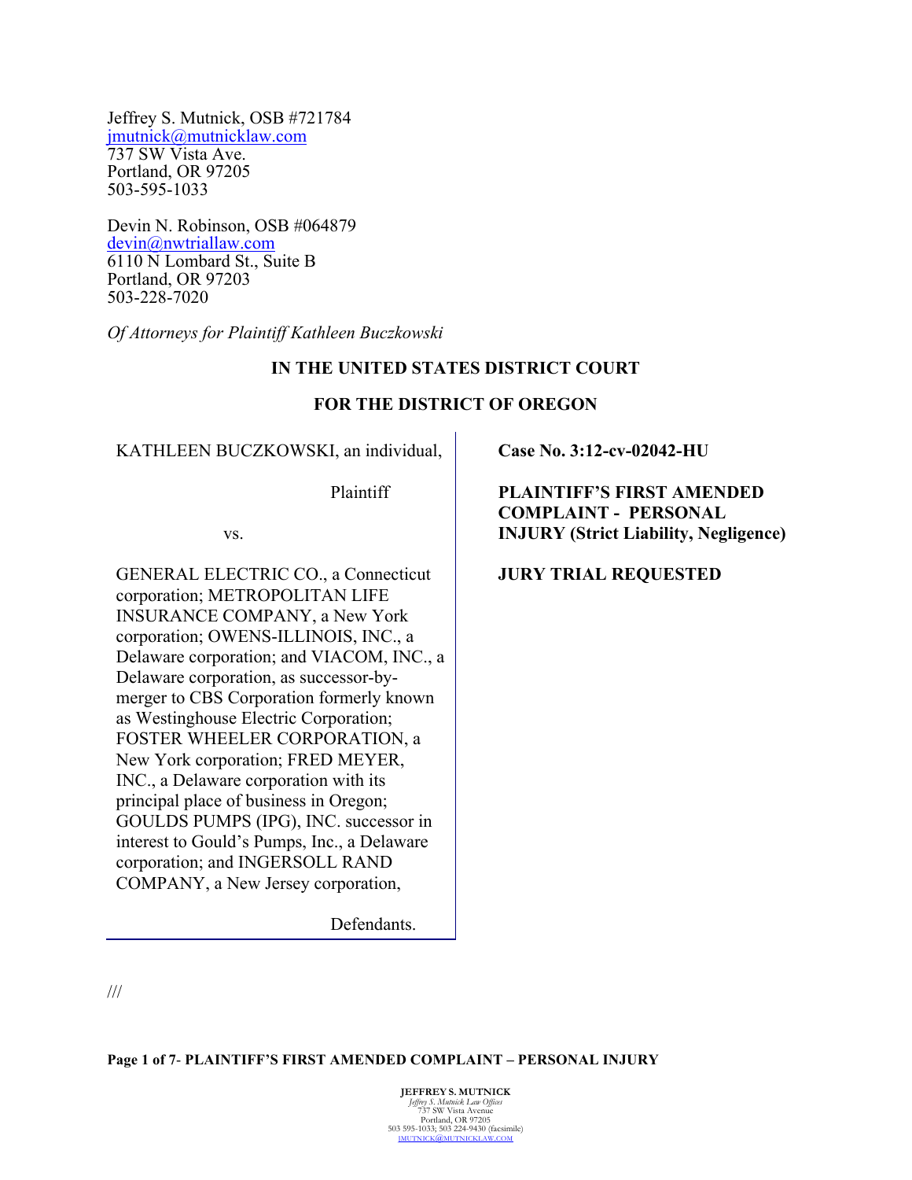Jeffrey S. Mutnick, OSB #721784
jmutnick@mutnicklaw.com
737 SW Vista Ave.
Portland, OR 97205
503-595-1033

Devin N. Robinson, OSB #064879
devin@nwtriallaw.com
6110 N Lombard St., Suite B
Portland, OR 97203
503-228-7020

*Of Attorneys for Plaintiff Kathleen Buczkowski*

**IN THE UNITED STATES DISTRICT COURT**

**FOR THE DISTRICT OF OREGON**

| | |
|---|---|
| KATHLEEN BUCZKOWSKI, an individual,<br><br>Plaintiff<br><br>vs.<br><br>GENERAL ELECTRIC CO., a Connecticut corporation; METROPOLITAN LIFE INSURANCE COMPANY, a New York corporation; OWENS-ILLINOIS, INC., a Delaware corporation; and VIACOM, INC., a Delaware corporation, as successor-by-merger to CBS Corporation formerly known as Westinghouse Electric Corporation; FOSTER WHEELER CORPORATION, a New York corporation; FRED MEYER, INC., a Delaware corporation with its principal place of business in Oregon; GOULDS PUMPS (IPG), INC. successor in interest to Gould's Pumps, Inc., a Delaware corporation; and INGERSOLL RAND COMPANY, a New Jersey corporation,<br><br>Defendants. | **Case No. 3:12-cv-02042-HU**<br><br>**PLAINTIFF'S FIRST AMENDED COMPLAINT - PERSONAL INJURY (Strict Liability, Negligence)**<br><br>**JURY TRIAL REQUESTED** |

///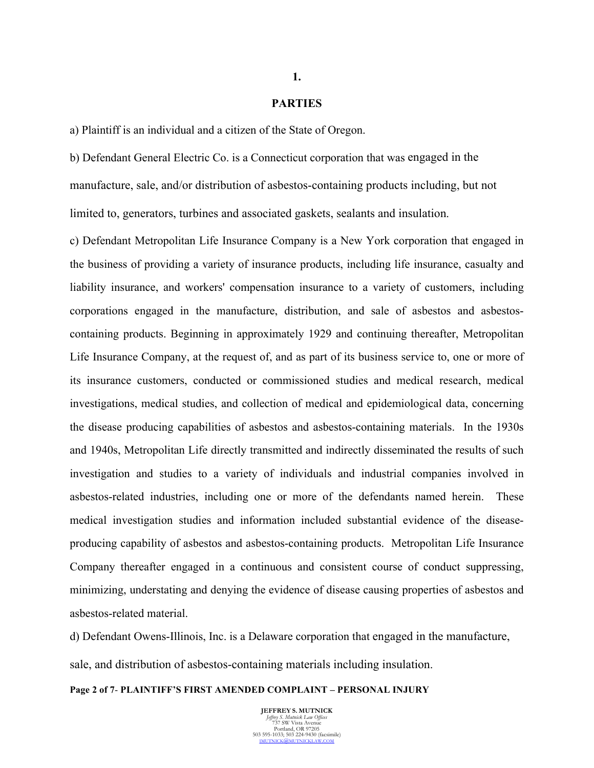**1.**

**PARTIES**

a) Plaintiff is an individual and a citizen of the State of Oregon.

b) Defendant General Electric Co. is a Connecticut corporation that was engaged in the manufacture, sale, and/or distribution of asbestos-containing products including, but not limited to, generators, turbines and associated gaskets, sealants and insulation.

c) Defendant Metropolitan Life Insurance Company is a New York corporation that engaged in the business of providing a variety of insurance products, including life insurance, casualty and liability insurance, and workers' compensation insurance to a variety of customers, including corporations engaged in the manufacture, distribution, and sale of asbestos and asbestos-containing products. Beginning in approximately 1929 and continuing thereafter, Metropolitan Life Insurance Company, at the request of, and as part of its business service to, one or more of its insurance customers, conducted or commissioned studies and medical research, medical investigations, medical studies, and collection of medical and epidemiological data, concerning the disease producing capabilities of asbestos and asbestos-containing materials. In the 1930s and 1940s, Metropolitan Life directly transmitted and indirectly disseminated the results of such investigation and studies to a variety of individuals and industrial companies involved in asbestos-related industries, including one or more of the defendants named herein. These medical investigation studies and information included substantial evidence of the disease-producing capability of asbestos and asbestos-containing products. Metropolitan Life Insurance Company thereafter engaged in a continuous and consistent course of conduct suppressing, minimizing, understating and denying the evidence of disease causing properties of asbestos and asbestos-related material.

d) Defendant Owens-Illinois, Inc. is a Delaware corporation that engaged in the manufacture, sale, and distribution of asbestos-containing materials including insulation.

**PLAINTIFF'S FIRST AMENDED COMPLAINT – PERSONAL INJURY**

**JEFFREY S. MUTNICK**
*Jeffrey S. Mutnick Law Offices*
737 SW Vista Avenue
Portland, OR 97205
503 595-1033; 503 224-9430 (facsimile)
JMUTNICK@MUTNICKLAW.COM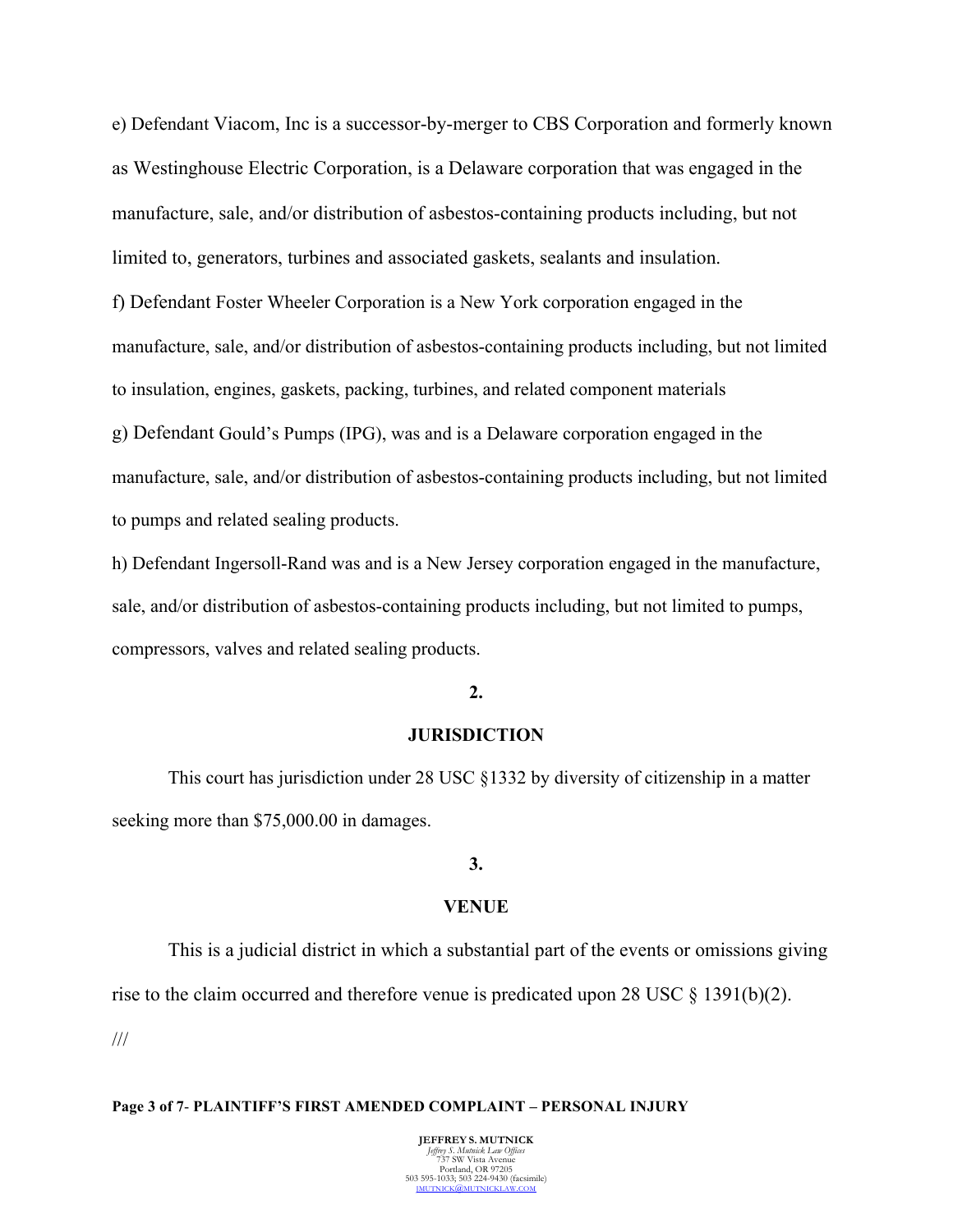e) Defendant Viacom, Inc is a successor-by-merger to CBS Corporation and formerly known as Westinghouse Electric Corporation, is a Delaware corporation that was engaged in the manufacture, sale, and/or distribution of asbestos-containing products including, but not limited to, generators, turbines and associated gaskets, sealants and insulation.

f) Defendant Foster Wheeler Corporation is a New York corporation engaged in the manufacture, sale, and/or distribution of asbestos-containing products including, but not limited to insulation, engines, gaskets, packing, turbines, and related component materials

g) Defendant Gould's Pumps (IPG), was and is a Delaware corporation engaged in the manufacture, sale, and/or distribution of asbestos-containing products including, but not limited to pumps and related sealing products.

h) Defendant Ingersoll-Rand was and is a New Jersey corporation engaged in the manufacture, sale, and/or distribution of asbestos-containing products including, but not limited to pumps, compressors, valves and related sealing products.

**2.**

**JURISDICTION**

This court has jurisdiction under 28 USC §1332 by diversity of citizenship in a matter seeking more than $75,000.00 in damages.

**3.**

**VENUE**

This is a judicial district in which a substantial part of the events or omissions giving rise to the claim occurred and therefore venue is predicated upon 28 USC § 1391(b)(2).

///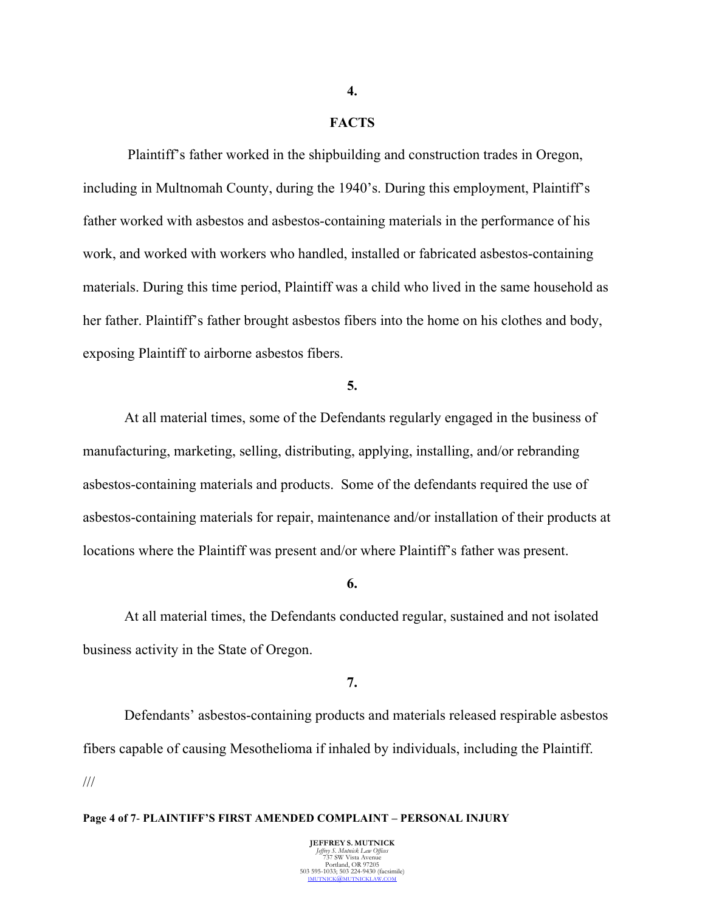**4.**

**FACTS**

Plaintiff's father worked in the shipbuilding and construction trades in Oregon, including in Multnomah County, during the 1940's. During this employment, Plaintiff's father worked with asbestos and asbestos-containing materials in the performance of his work, and worked with workers who handled, installed or fabricated asbestos-containing materials. During this time period, Plaintiff was a child who lived in the same household as her father. Plaintiff's father brought asbestos fibers into the home on his clothes and body, exposing Plaintiff to airborne asbestos fibers.

**5.**

At all material times, some of the Defendants regularly engaged in the business of manufacturing, marketing, selling, distributing, applying, installing, and/or rebranding asbestos-containing materials and products. Some of the defendants required the use of asbestos-containing materials for repair, maintenance and/or installation of their products at locations where the Plaintiff was present and/or where Plaintiff's father was present.

**6.**

At all material times, the Defendants conducted regular, sustained and not isolated business activity in the State of Oregon.

**7.**

Defendants' asbestos-containing products and materials released respirable asbestos fibers capable of causing Mesothelioma if inhaled by individuals, including the Plaintiff.

///

**PLAINTIFF'S FIRST AMENDED COMPLAINT – PERSONAL INJURY**

**JEFFREY S. MUTNICK**
*Jeffrey S. Mutnick Law Offices*
737 SW Vista Avenue
Portland, OR 97205
503 595-1033; 503 224-9430 (facsimile)
JMUTNICK@MUTNICKLAW.COM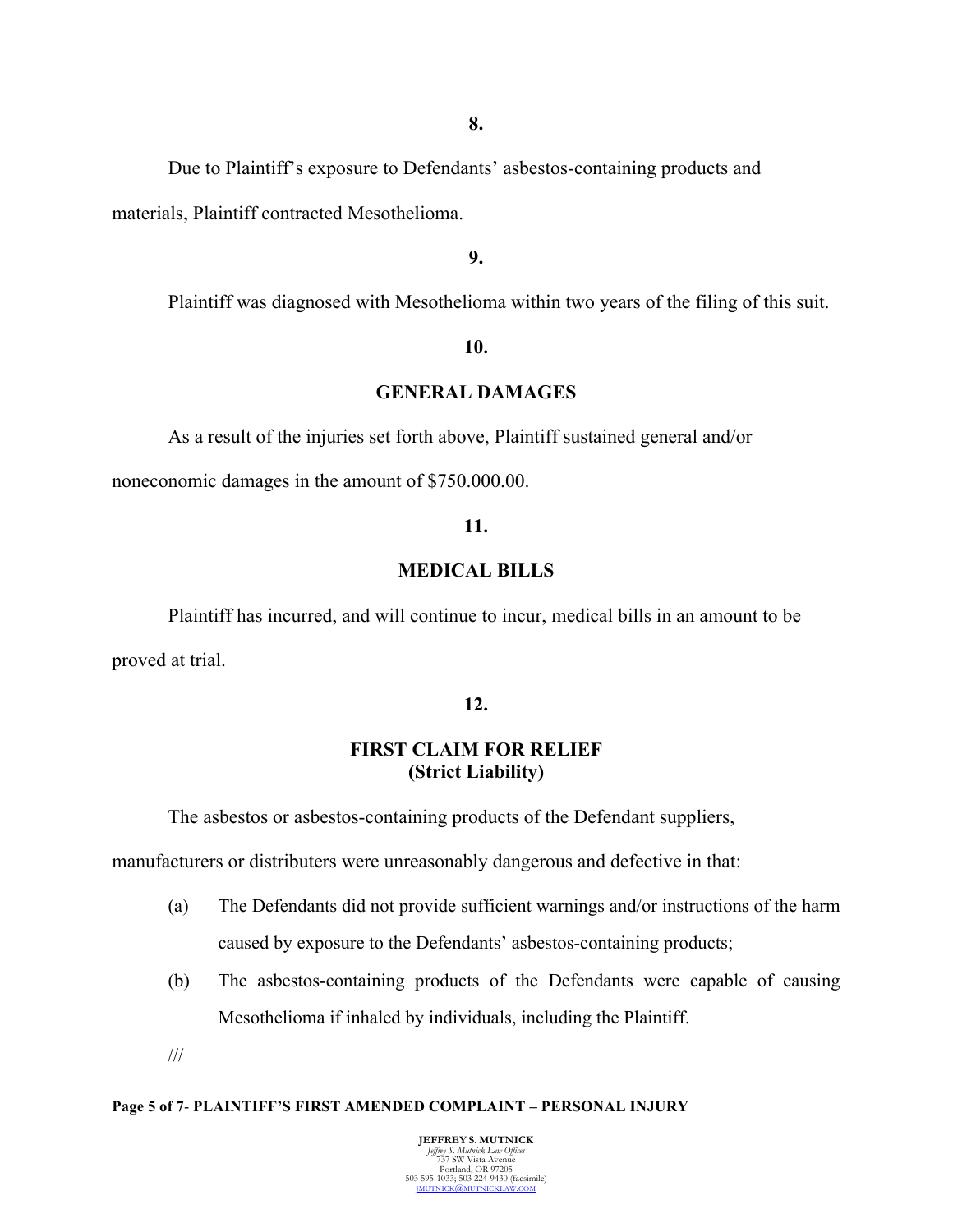**8.**

Due to Plaintiff's exposure to Defendants' asbestos-containing products and materials, Plaintiff contracted Mesothelioma.

**9.**

Plaintiff was diagnosed with Mesothelioma within two years of the filing of this suit.

**10.**

**GENERAL DAMAGES**

As a result of the injuries set forth above, Plaintiff sustained general and/or noneconomic damages in the amount of $750.000.00.

**11.**

**MEDICAL BILLS**

Plaintiff has incurred, and will continue to incur, medical bills in an amount to be proved at trial.

**12.**

**FIRST CLAIM FOR RELIEF**
**(Strict Liability)**

The asbestos or asbestos-containing products of the Defendant suppliers, manufacturers or distributers were unreasonably dangerous and defective in that:

(a) The Defendants did not provide sufficient warnings and/or instructions of the harm caused by exposure to the Defendants' asbestos-containing products;

(b) The asbestos-containing products of the Defendants were capable of causing Mesothelioma if inhaled by individuals, including the Plaintiff.

///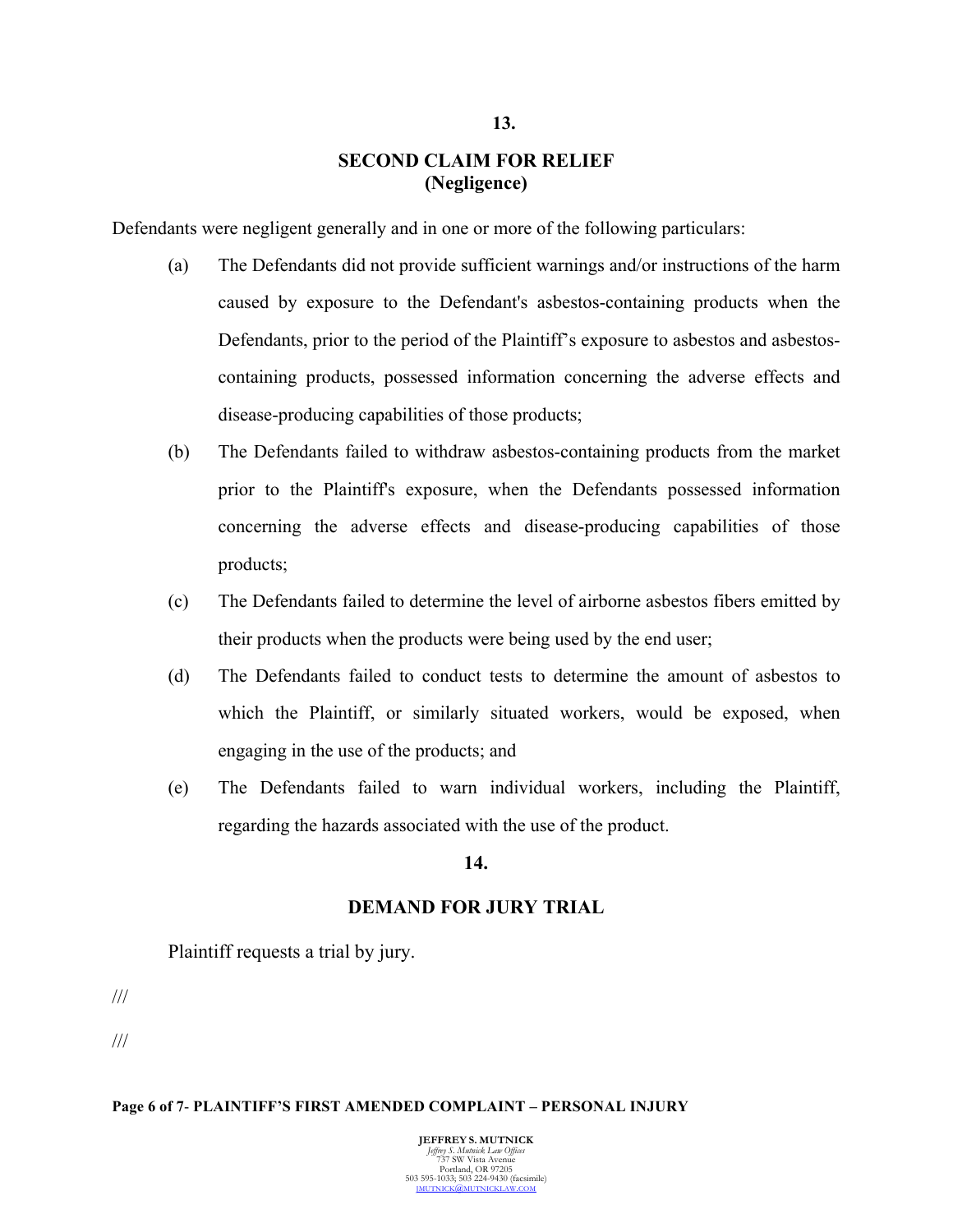**13.**

## SECOND CLAIM FOR RELIEF
## (Negligence)

Defendants were negligent generally and in one or more of the following particulars:

(a) The Defendants did not provide sufficient warnings and/or instructions of the harm caused by exposure to the Defendant's asbestos-containing products when the Defendants, prior to the period of the Plaintiff's exposure to asbestos and asbestos-containing products, possessed information concerning the adverse effects and disease-producing capabilities of those products;

(b) The Defendants failed to withdraw asbestos-containing products from the market prior to the Plaintiff's exposure, when the Defendants possessed information concerning the adverse effects and disease-producing capabilities of those products;

(c) The Defendants failed to determine the level of airborne asbestos fibers emitted by their products when the products were being used by the end user;

(d) The Defendants failed to conduct tests to determine the amount of asbestos to which the Plaintiff, or similarly situated workers, would be exposed, when engaging in the use of the products; and

(e) The Defendants failed to warn individual workers, including the Plaintiff, regarding the hazards associated with the use of the product.

**14.**

## DEMAND FOR JURY TRIAL

Plaintiff requests a trial by jury.

///

///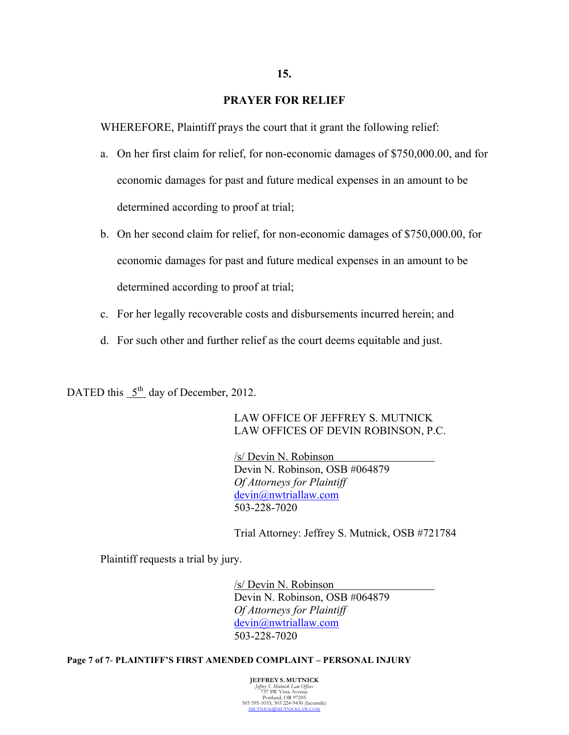**15.**

## PRAYER FOR RELIEF

WHEREFORE, Plaintiff prays the court that it grant the following relief:

a. On her first claim for relief, for non-economic damages of $750,000.00, and for economic damages for past and future medical expenses in an amount to be determined according to proof at trial;

b. On her second claim for relief, for non-economic damages of $750,000.00, for economic damages for past and future medical expenses in an amount to be determined according to proof at trial;

c. For her legally recoverable costs and disbursements incurred herein; and

d. For such other and further relief as the court deems equitable and just.

DATED this 5th day of December, 2012.

LAW OFFICE OF JEFFREY S. MUTNICK
LAW OFFICES OF DEVIN ROBINSON, P.C.

/s/ Devin N. Robinson
Devin N. Robinson, OSB #064879
*Of Attorneys for Plaintiff*
devin@nwtriallaw.com
503-228-7020

Trial Attorney: Jeffrey S. Mutnick, OSB #721784

Plaintiff requests a trial by jury.

/s/ Devin N. Robinson
Devin N. Robinson, OSB #064879
*Of Attorneys for Plaintiff*
devin@nwtriallaw.com
503-228-7020

**PLAINTIFF'S FIRST AMENDED COMPLAINT – PERSONAL INJURY**

**JEFFREY S. MUTNICK**
*Jeffrey S. Mutnick Law Offices*
737 SW Vista Avenue
Portland, OR 97205
503 595-1033; 503 224-9430 (facsimile)
JMUTNICK@MUTNICKLAW.COM